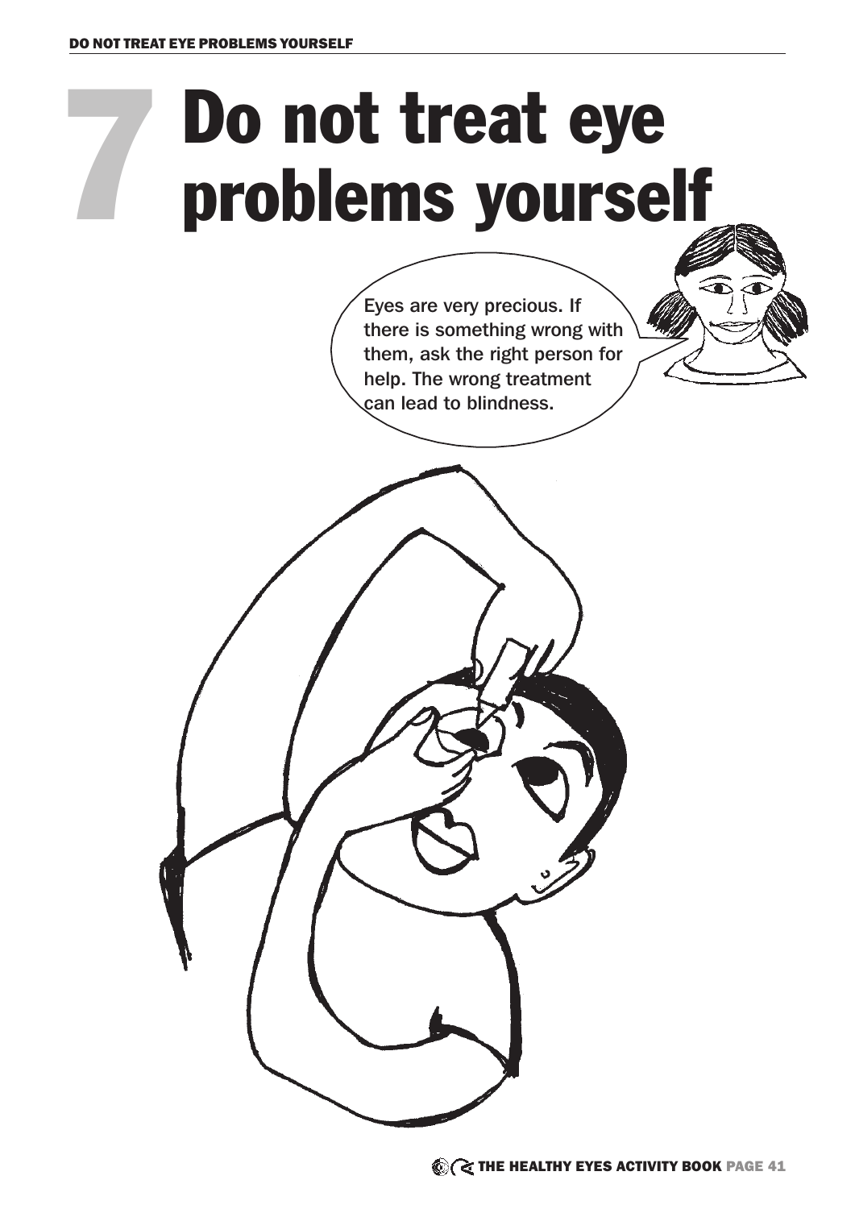# 7 Do not treat eye problems yourself

Eyes are very precious. If there is something wrong with them, ask the right person for help. The wrong treatment can lead to blindness.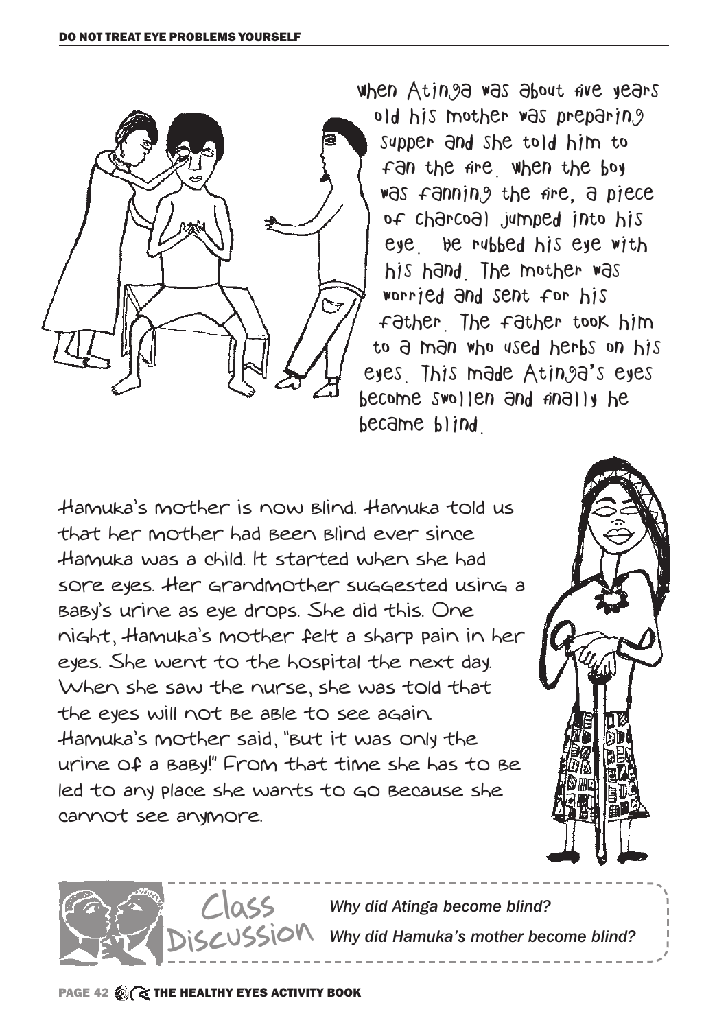When Atinga was about five years old his mother was preparing supper and she told him to fan the fire. When the boy was fanning the fire, a piece of charcoal jumped into his eye. He rubbed his eye with his hand. The mother was worried and sent for his father. The father took him to a man who used herbs on his eyes. This made Atinga's eyes become swollen and finally he became blind.

Hamuka's mother is now blind. Hamuka told us that her mother had been blind ever since Hamuka was a child. It started when she had sore eyes. Her grandmother suggested using a baby's urine as eye drops. She did this. One night, Hamuka's mother felt a sharp pain in her eyes. She went to the hospital the next day. When she saw the nurse, she was told that the eyes will not be able to see again. Hamuka's mother said, "But it was only the urine of a baby!" From that time she has to be led to any place she wants to go because she cannot see anymore.

## Class Discussion

*Why did Atinga become blind?*

*Why did Hamuka's mother become blind?*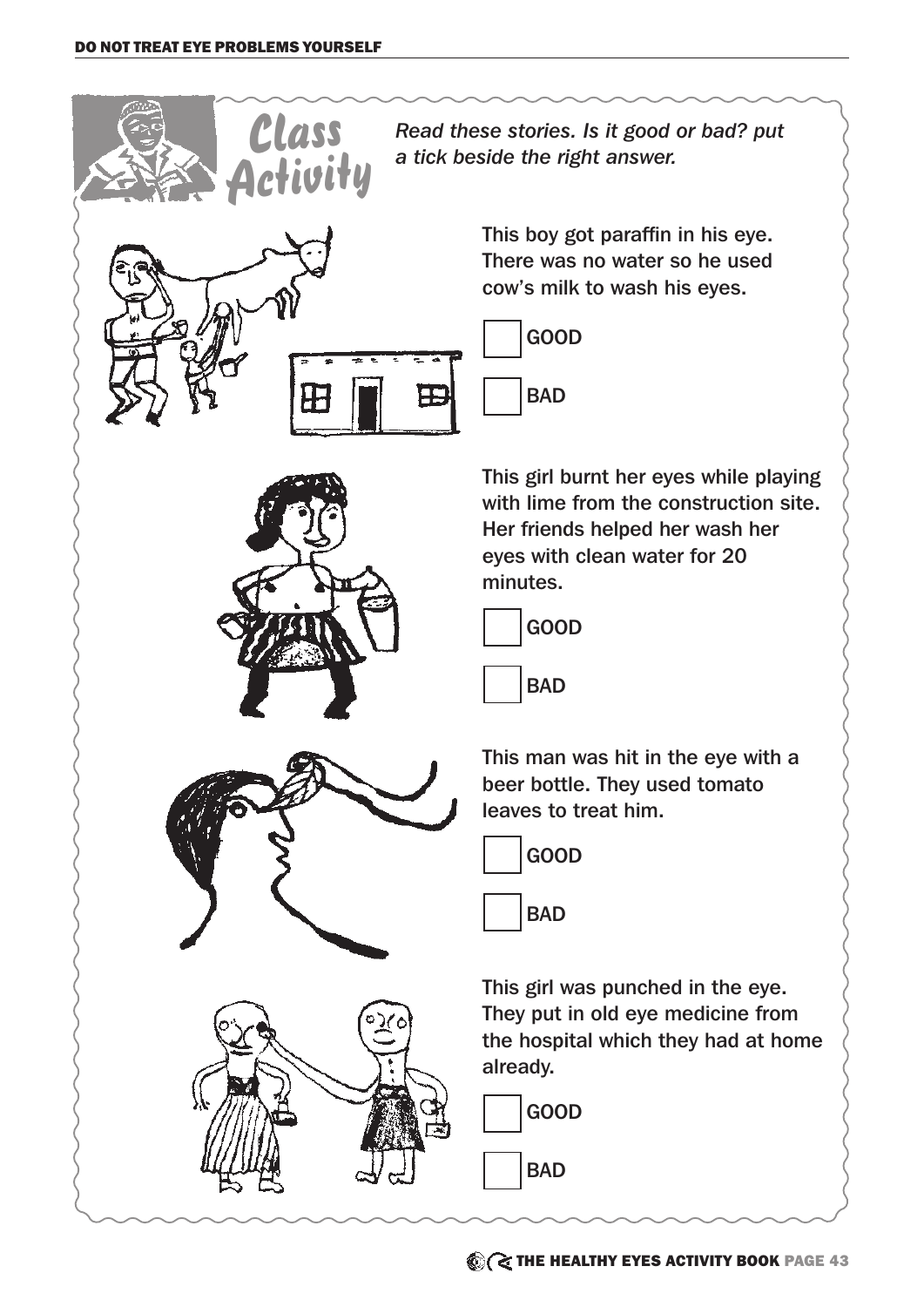## Class Activity

*Read these stories. Is it good or bad? put a tick beside the right answer.*

This boy got paraffin in his eye. There was no water so he used cow's milk to wash his eyes.

- [ ] GOOD
- [ ] BAD

This girl burnt her eyes while playing with lime from the construction site. Her friends helped her wash her eyes with clean water for 20 minutes.

- [ ] GOOD
- [ ] BAD

This man was hit in the eye with a beer bottle. They used tomato leaves to treat him.

- [ ] GOOD
- [ ] BAD

This girl was punched in the eye. They put in old eye medicine from the hospital which they had at home already.

- [ ] GOOD
- [ ] BAD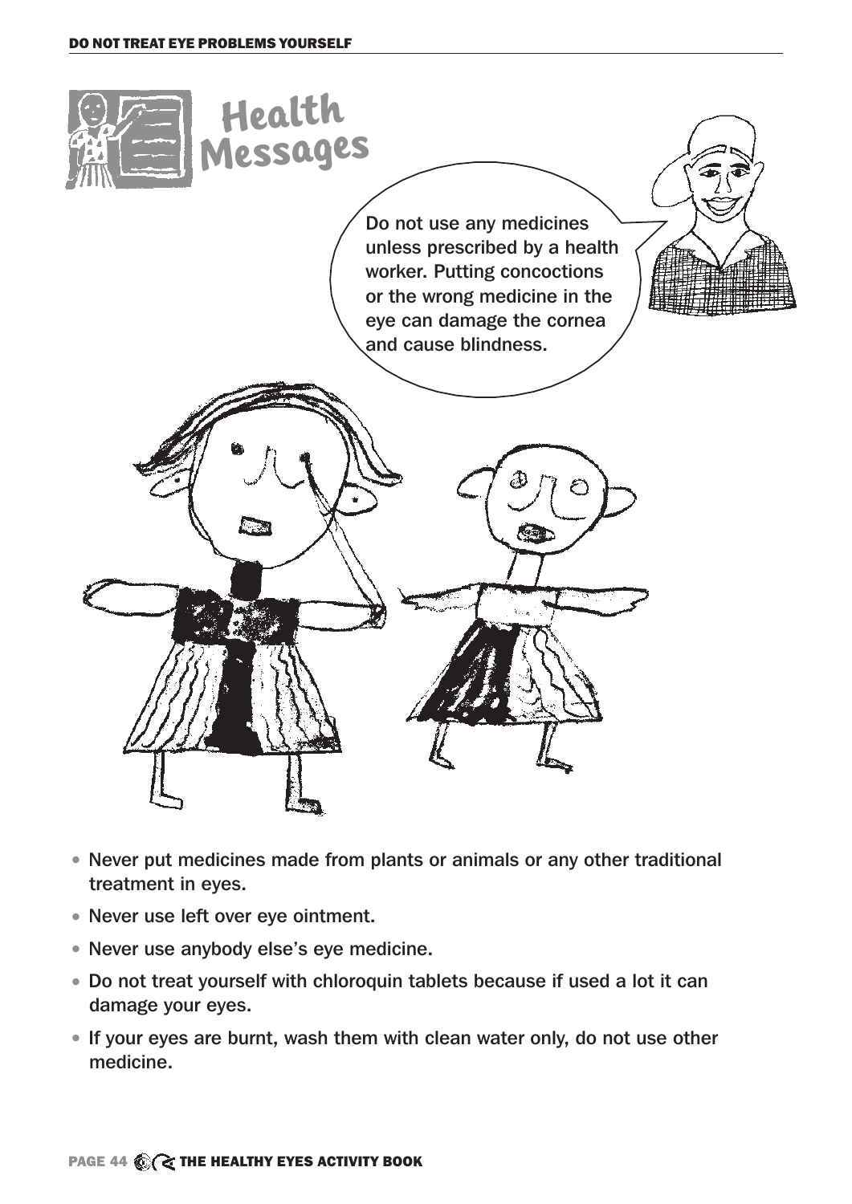## Health Messages

Do not use any medicines unless prescribed by a health worker. Putting concoctions or the wrong medicine in the eye can damage the cornea and cause blindness.

- Never put medicines made from plants or animals or any other traditional treatment in eyes.
- Never use left over eye ointment.
- Never use anybody else's eye medicine.
- Do not treat yourself with chloroquin tablets because if used a lot it can damage your eyes.
- If your eyes are burnt, wash them with clean water only, do not use other medicine.